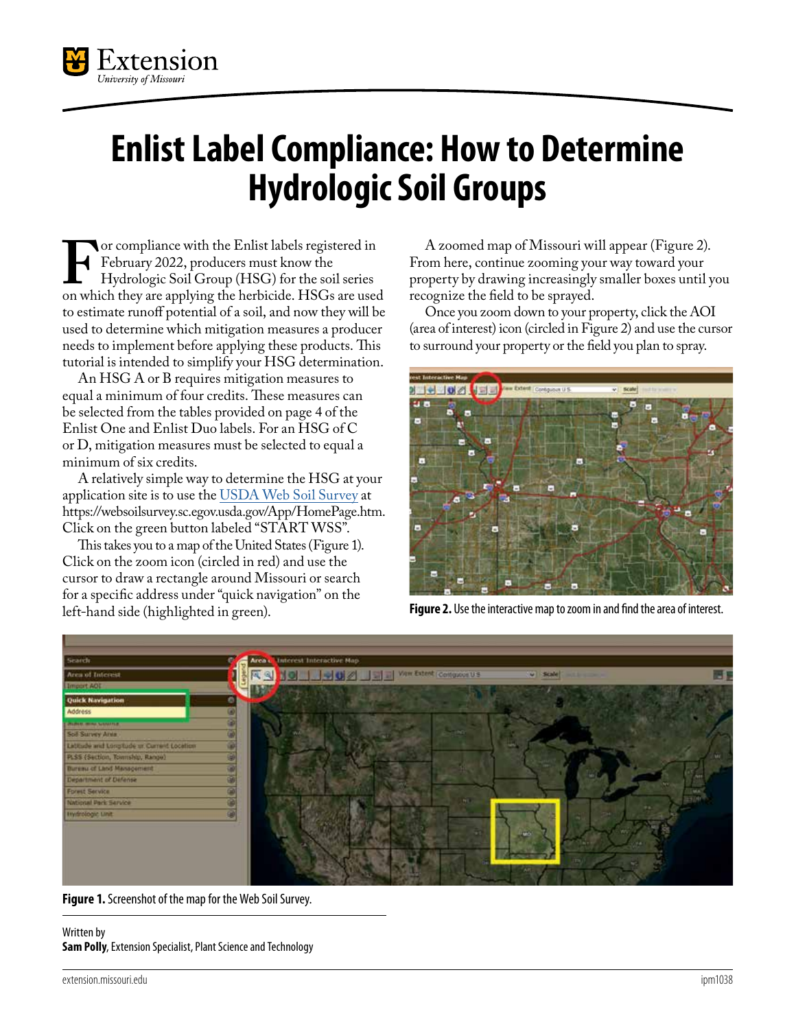# Enlist Label Compliance: How to Determine Hydrologic Soil Groups

For compliance with the Enlist labels registered in February 2022, producers must know the Hydrologic Soil Group (HSG) for the soil series on which they are applying the herbicide. HSGs are used to estimate runoff potential of a soil, and now they will be used to determine which mitigation measures a producer needs to implement before applying these products. This tutorial is intended to simplify your HSG determination.

An HSG A or B requires mitigation measures to equal a minimum of four credits. These measures can be selected from the tables provided on page 4 of the Enlist One and Enlist Duo labels. For an HSG of C or D, mitigation measures must be selected to equal a minimum of six credits.

A relatively simple way to determine the HSG at your application site is to use the USDA Web Soil Survey at https://websoilsurvey.sc.egov.usda.gov/App/HomePage.htm. Click on the green button labeled "START WSS".

This takes you to a map of the United States (Figure 1). Click on the zoom icon (circled in red) and use the cursor to draw a rectangle around Missouri or search for a specific address under "quick navigation" on the left-hand side (highlighted in green).

A zoomed map of Missouri will appear (Figure 2). From here, continue zooming your way toward your property by drawing increasingly smaller boxes until you recognize the field to be sprayed.

Once you zoom down to your property, click the AOI (area of interest) icon (circled in Figure 2) and use the cursor to surround your property or the field you plan to spray.

**Figure 2.** Use the interactive map to zoom in and find the area of interest.

**Figure 1.** Screenshot of the map for the Web Soil Survey.

Written by
**Sam Polly**, Extension Specialist, Plant Science and Technology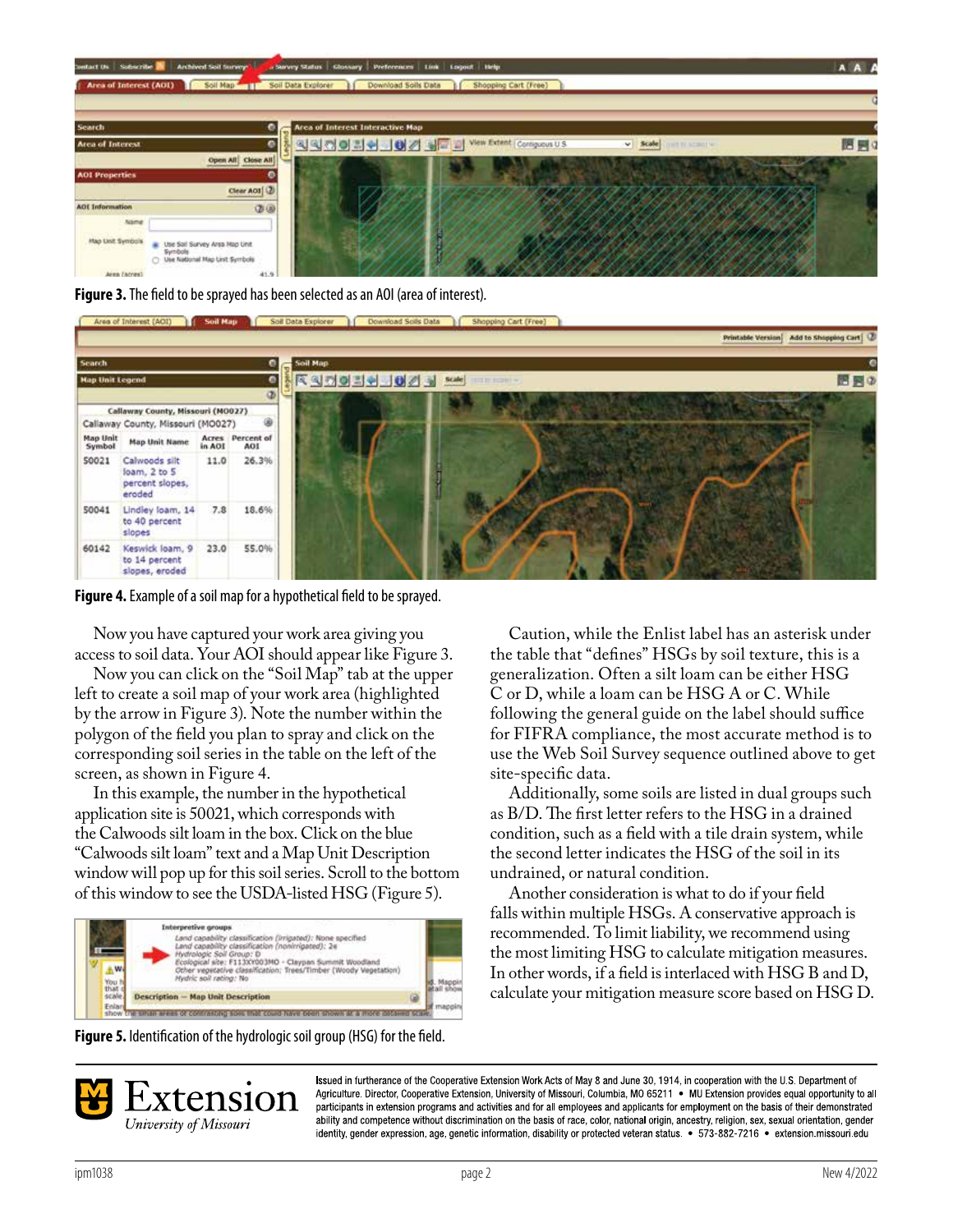Figure 3. The field to be sprayed has been selected as an AOI (area of interest).

Figure 4. Example of a soil map for a hypothetical field to be sprayed.

Now you have captured your work area giving you access to soil data. Your AOI should appear like Figure 3.

Now you can click on the "Soil Map" tab at the upper left to create a soil map of your work area (highlighted by the arrow in Figure 3). Note the number within the polygon of the field you plan to spray and click on the corresponding soil series in the table on the left of the screen, as shown in Figure 4.

In this example, the number in the hypothetical application site is 50021, which corresponds with the Calwoods silt loam in the box. Click on the blue "Calwoods silt loam" text and a Map Unit Description window will pop up for this soil series. Scroll to the bottom of this window to see the USDA-listed HSG (Figure 5).

Figure 5. Identification of the hydrologic soil group (HSG) for the field.

Caution, while the Enlist label has an asterisk under the table that "defines" HSGs by soil texture, this is a generalization. Often a silt loam can be either HSG C or D, while a loam can be HSG A or C. While following the general guide on the label should suffice for FIFRA compliance, the most accurate method is to use the Web Soil Survey sequence outlined above to get site-specific data.

Additionally, some soils are listed in dual groups such as B/D. The first letter refers to the HSG in a drained condition, such as a field with a tile drain system, while the second letter indicates the HSG of the soil in its undrained, or natural condition.

Another consideration is what to do if your field falls within multiple HSGs. A conservative approach is recommended. To limit liability, we recommend using the most limiting HSG to calculate mitigation measures. In other words, if a field is interlaced with HSG B and D, calculate your mitigation measure score based on HSG D.

Extension
University of Missouri

Issued in furtherance of the Cooperative Extension Work Acts of May 8 and June 30, 1914, in cooperation with the U.S. Department of Agriculture. Director, Cooperative Extension, University of Missouri, Columbia, MO 65211 • MU Extension provides equal opportunity to all participants in extension programs and activities and for all employees and applicants for employment on the basis of their demonstrated ability and competence without discrimination on the basis of race, color, national origin, ancestry, religion, sex, sexual orientation, gender identity, gender expression, age, genetic information, disability or protected veteran status. • 573-882-7216 • extension.missouri.edu

ipm1038 New 4/2022